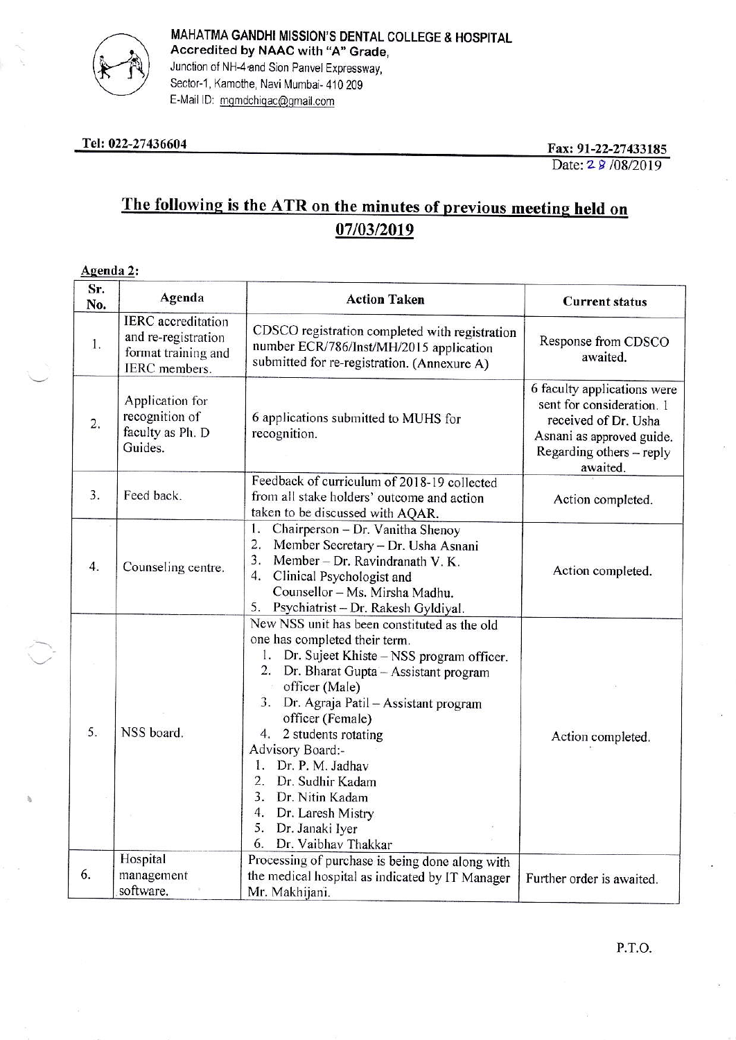**MAHATMA GANDHI MISSION'S DENTAL COLLEGE & HOSPITAL**
**Accredited by NAAC with "A" Grade,**
Junction of NH-4 and Sion Panvel Expressway,
Sector-1, Kamothe, Navi Mumbai- 410 209
E-Mail ID: mgmdchiqac@gmail.com

**Tel: 022-27436604** **Fax: 91-22-27433185**

Date: 28/08/2019

## The following is the ATR on the minutes of previous meeting held on 07/03/2019

**Agenda 2:**

| Sr. No. | Agenda | Action Taken | Current status |
|---|---|---|---|
| 1. | IERC accreditation and re-registration format training and IERC members. | CDSCO registration completed with registration number ECR/786/Inst/MH/2015 application submitted for re-registration. (Annexure A) | Response from CDSCO awaited. |
| 2. | Application for recognition of faculty as Ph. D Guides. | 6 applications submitted to MUHS for recognition. | 6 faculty applications were sent for consideration. 1 received of Dr. Usha Asnani as approved guide. Regarding others – reply awaited. |
| 3. | Feed back. | Feedback of curriculum of 2018-19 collected from all stake holders' outcome and action taken to be discussed with AQAR. | Action completed. |
| 4. | Counseling centre. | 1. Chairperson – Dr. Vanitha Shenoy<br>2. Member Secretary – Dr. Usha Asnani<br>3. Member – Dr. Ravindranath V. K.<br>4. Clinical Psychologist and Counsellor – Ms. Mirsha Madhu.<br>5. Psychiatrist – Dr. Rakesh Gyldiyal. | Action completed. |
| 5. | NSS board. | New NSS unit has been constituted as the old one has completed their term.<br>1. Dr. Sujeet Khiste – NSS program officer.<br>2. Dr. Bharat Gupta – Assistant program officer (Male)<br>3. Dr. Agraja Patil – Assistant program officer (Female)<br>4. 2 students rotating<br>Advisory Board:-<br>1. Dr. P. M. Jadhav<br>2. Dr. Sudhir Kadam<br>3. Dr. Nitin Kadam<br>4. Dr. Laresh Mistry<br>5. Dr. Janaki Iyer<br>6. Dr. Vaibhav Thakkar | Action completed. |
| 6. | Hospital management software. | Processing of purchase is being done along with the medical hospital as indicated by IT Manager Mr. Makhijani. | Further order is awaited. |

P.T.O.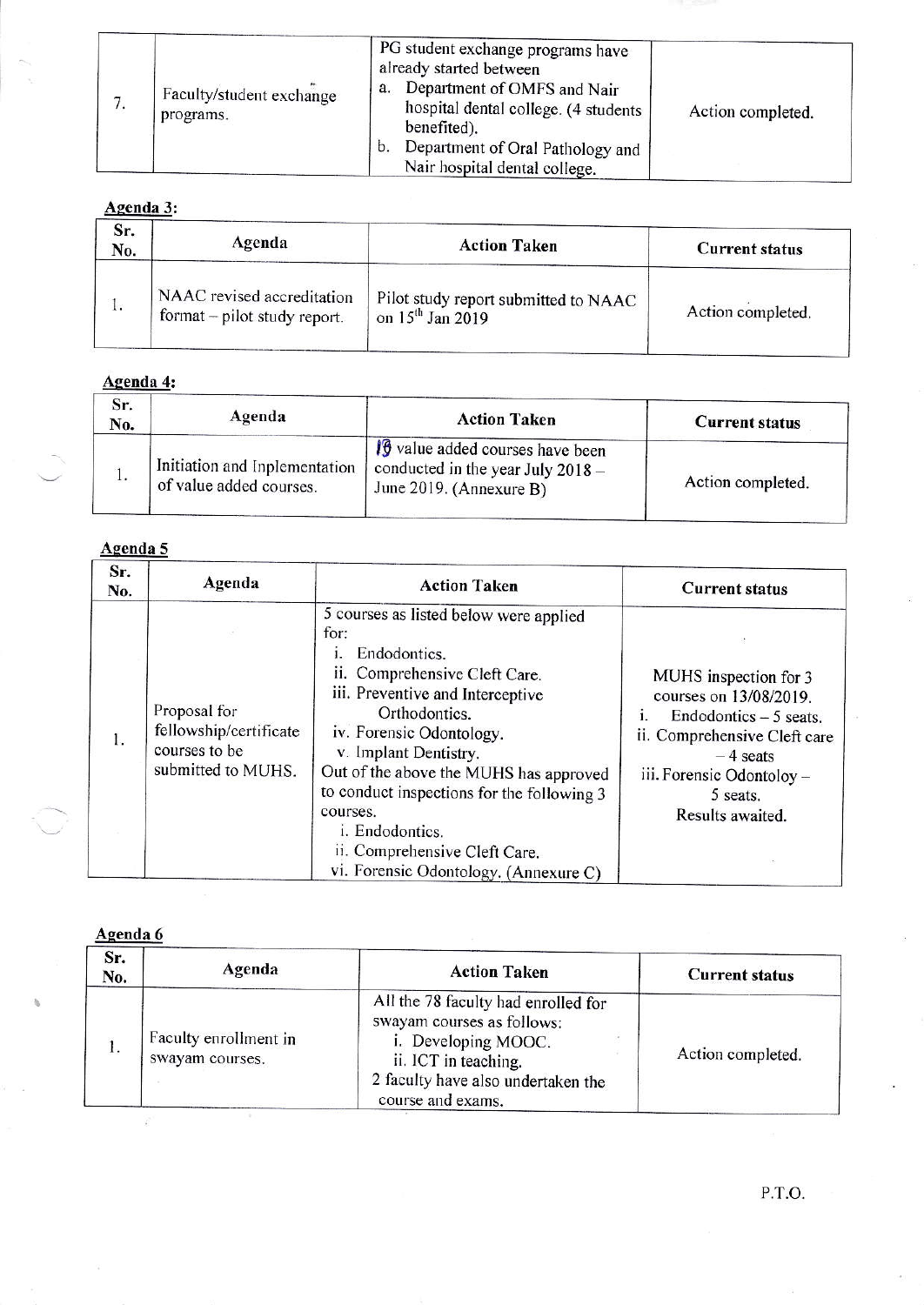| 7. | Faculty/student exchange programs. | PG student exchange programs have already started between<br>a. Department of OMFS and Nair hospital dental college. (4 students benefited).<br>b. Department of Oral Pathology and Nair hospital dental college. | Action completed. |
|---|---|---|---|

**Agenda 3:**

| Sr. No. | Agenda | Action Taken | Current status |
|---|---|---|---|
| 1. | NAAC revised accreditation format – pilot study report. | Pilot study report submitted to NAAC on 15th Jan 2019 | Action completed. |

**Agenda 4:**

| Sr. No. | Agenda | Action Taken | Current status |
|---|---|---|---|
| 1. | Initiation and Inplementation of value added courses. | 19 value added courses have been conducted in the year July 2018 – June 2019. (Annexure B) | Action completed. |

**Agenda 5**

| Sr. No. | Agenda | Action Taken | Current status |
|---|---|---|---|
| 1. | Proposal for fellowship/certificate courses to be submitted to MUHS. | 5 courses as listed below were applied for:<br>i. Endodontics.<br>ii. Comprehensive Cleft Care.<br>iii. Preventive and Interceptive Orthodontics.<br>iv. Forensic Odontology.<br>v. Implant Dentistry.<br>Out of the above the MUHS has approved to conduct inspections for the following 3 courses.<br>i. Endodontics.<br>ii. Comprehensive Cleft Care.<br>vi. Forensic Odontology. (Annexure C) | MUHS inspection for 3 courses on 13/08/2019.<br>i. Endodontics – 5 seats.<br>ii. Comprehensive Cleft care – 4 seats<br>iii. Forensic Odontoloy – 5 seats.<br>Results awaited. |

**Agenda 6**

| Sr. No. | Agenda | Action Taken | Current status |
|---|---|---|---|
| 1. | Faculty enrollment in swayam courses. | All the 78 faculty had enrolled for swayam courses as follows:<br>i. Developing MOOC.<br>ii. ICT in teaching.<br>2 faculty have also undertaken the course and exams. | Action completed. |

P.T.O.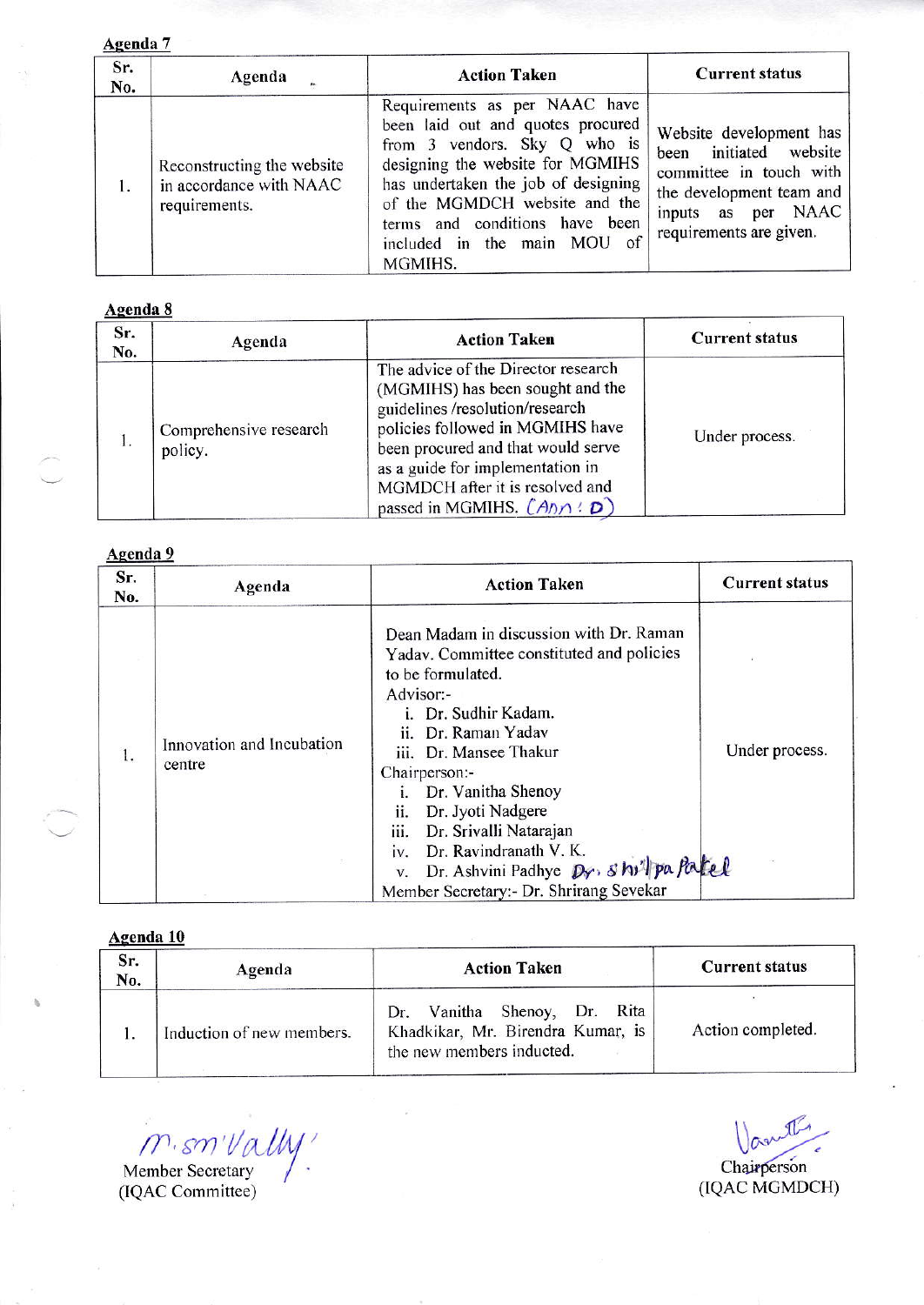**Agenda 7**

| Sr. No. | Agenda | Action Taken | Current status |
|---|---|---|---|
| 1. | Reconstructing the website in accordance with NAAC requirements. | Requirements as per NAAC have been laid out and quotes procured from 3 vendors. Sky Q who is designing the website for MGMIHS has undertaken the job of designing of the MGMDCH website and the terms and conditions have been included in the main MOU of MGMIHS. | Website development has been initiated website committee in touch with the development team and inputs as per NAAC requirements are given. |

**Agenda 8**

| Sr. No. | Agenda | Action Taken | Current status |
|---|---|---|---|
| 1. | Comprehensive research policy. | The advice of the Director research (MGMIHS) has been sought and the guidelines /resolution/research policies followed in MGMIHS have been procured and that would serve as a guide for implementation in MGMDCH after it is resolved and passed in MGMIHS. (Ann: D) | Under process. |

**Agenda 9**

| Sr. No. | Agenda | Action Taken | Current status |
|---|---|---|---|
| 1. | Innovation and Incubation centre | Dean Madam in discussion with Dr. Raman Yadav. Committee constituted and policies to be formulated.<br>Advisor:-<br>i. Dr. Sudhir Kadam.<br>ii. Dr. Raman Yadav<br>iii. Dr. Mansee Thakur<br>Chairperson:-<br>i. Dr. Vanitha Shenoy<br>ii. Dr. Jyoti Nadgere<br>iii. Dr. Srivalli Natarajan<br>iv. Dr. Ravindranath V. K.<br>v. Dr. Ashvini Padhye Dr. Shilpa Patel<br>Member Secretary:- Dr. Shrirang Sevekar | Under process. |

**Agenda 10**

| Sr. No. | Agenda | Action Taken | Current status |
|---|---|---|---|
| 1. | Induction of new members. | Dr. Vanitha Shenoy, Dr. Rita Khadkikar, Mr. Birendra Kumar, is the new members inducted. | Action completed. |

M. Srivally

Member Secretary
(IQAC Committee)

Vanitha

Chairperson
(IQAC MGMDCH)